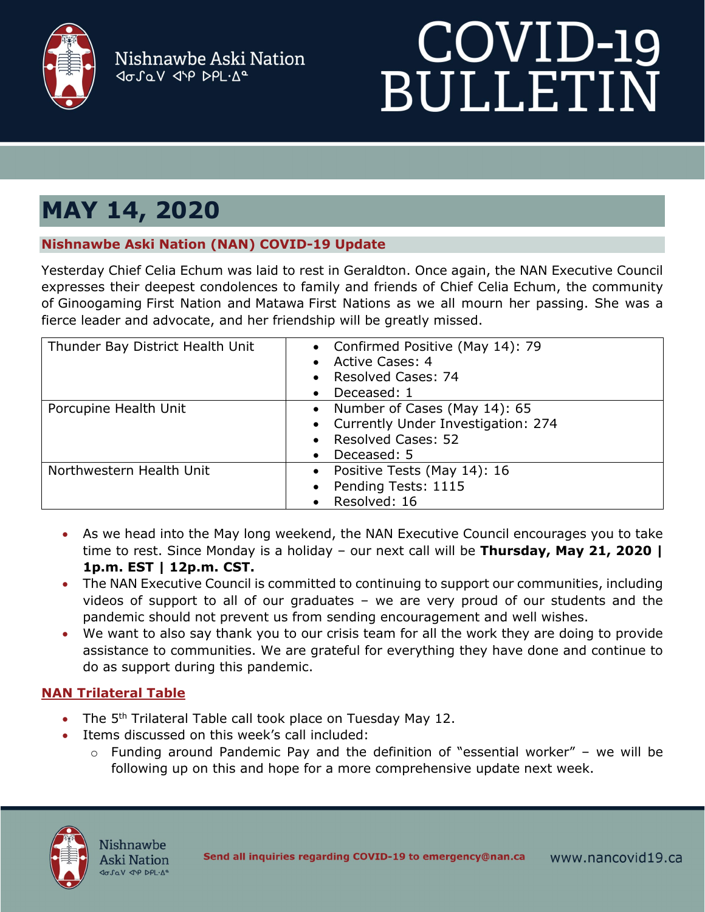Nishnawbe Aski Nation
ᐊᓂᔑᓇᐯ ᐊᐢᑭ ᐅᑭᒫᐎᓐ

# COVID-19 BULLETIN

## MAY 14, 2020

### Nishnawbe Aski Nation (NAN) COVID-19 Update

Yesterday Chief Celia Echum was laid to rest in Geraldton. Once again, the NAN Executive Council expresses their deepest condolences to family and friends of Chief Celia Echum, the community of Ginoogaming First Nation and Matawa First Nations as we all mourn her passing. She was a fierce leader and advocate, and her friendship will be greatly missed.

| Health Unit | Statistics |
|---|---|
| Thunder Bay District Health Unit | • Confirmed Positive (May 14): 79<br>• Active Cases: 4<br>• Resolved Cases: 74<br>• Deceased: 1 |
| Porcupine Health Unit | • Number of Cases (May 14): 65<br>• Currently Under Investigation: 274<br>• Resolved Cases: 52<br>• Deceased: 5 |
| Northwestern Health Unit | • Positive Tests (May 14): 16<br>• Pending Tests: 1115<br>• Resolved: 16 |

- As we head into the May long weekend, the NAN Executive Council encourages you to take time to rest. Since Monday is a holiday – our next call will be **Thursday, May 21, 2020 | 1p.m. EST | 12p.m. CST.**
- The NAN Executive Council is committed to continuing to support our communities, including videos of support to all of our graduates – we are very proud of our students and the pandemic should not prevent us from sending encouragement and well wishes.
- We want to also say thank you to our crisis team for all the work they are doing to provide assistance to communities. We are grateful for everything they have done and continue to do as support during this pandemic.

### NAN Trilateral Table

- The 5th Trilateral Table call took place on Tuesday May 12.
- Items discussed on this week's call included:
  - Funding around Pandemic Pay and the definition of "essential worker" – we will be following up on this and hope for a more comprehensive update next week.

Send all inquiries regarding COVID-19 to emergency@nan.ca www.nancovid19.ca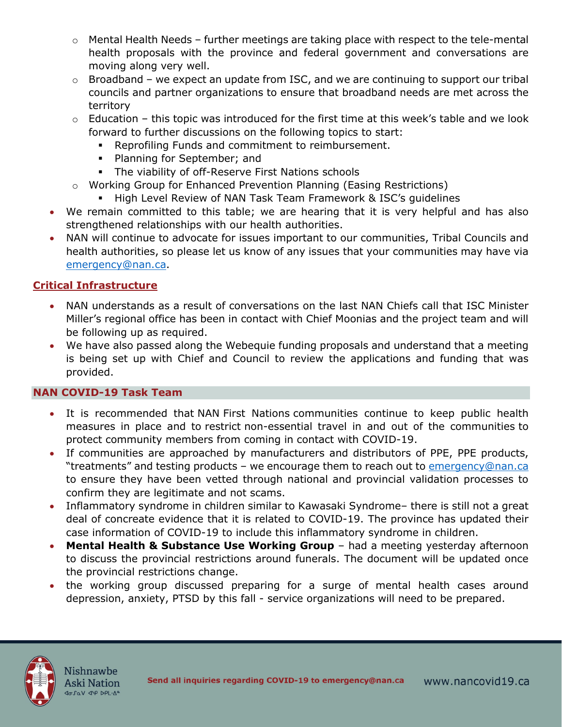- Mental Health Needs – further meetings are taking place with respect to the tele-mental health proposals with the province and federal government and conversations are moving along very well.
  - Broadband – we expect an update from ISC, and we are continuing to support our tribal councils and partner organizations to ensure that broadband needs are met across the territory
  - Education – this topic was introduced for the first time at this week's table and we look forward to further discussions on the following topics to start:
    - Reprofiling Funds and commitment to reimbursement.
    - Planning for September; and
    - The viability of off-Reserve First Nations schools
  - Working Group for Enhanced Prevention Planning (Easing Restrictions)
    - High Level Review of NAN Task Team Framework & ISC's guidelines
- We remain committed to this table; we are hearing that it is very helpful and has also strengthened relationships with our health authorities.
- NAN will continue to advocate for issues important to our communities, Tribal Councils and health authorities, so please let us know of any issues that your communities may have via emergency@nan.ca.

## Critical Infrastructure

- NAN understands as a result of conversations on the last NAN Chiefs call that ISC Minister Miller's regional office has been in contact with Chief Moonias and the project team and will be following up as required.
- We have also passed along the Webequie funding proposals and understand that a meeting is being set up with Chief and Council to review the applications and funding that was provided.

## NAN COVID-19 Task Team

- It is recommended that NAN First Nations communities continue to keep public health measures in place and to restrict non-essential travel in and out of the communities to protect community members from coming in contact with COVID-19.
- If communities are approached by manufacturers and distributors of PPE, PPE products, "treatments" and testing products – we encourage them to reach out to emergency@nan.ca to ensure they have been vetted through national and provincial validation processes to confirm they are legitimate and not scams.
- Inflammatory syndrome in children similar to Kawasaki Syndrome– there is still not a great deal of concreate evidence that it is related to COVID-19. The province has updated their case information of COVID-19 to include this inflammatory syndrome in children.
- **Mental Health & Substance Use Working Group** – had a meeting yesterday afternoon to discuss the provincial restrictions around funerals. The document will be updated once the provincial restrictions change.
- the working group discussed preparing for a surge of mental health cases around depression, anxiety, PTSD by this fall - service organizations will need to be prepared.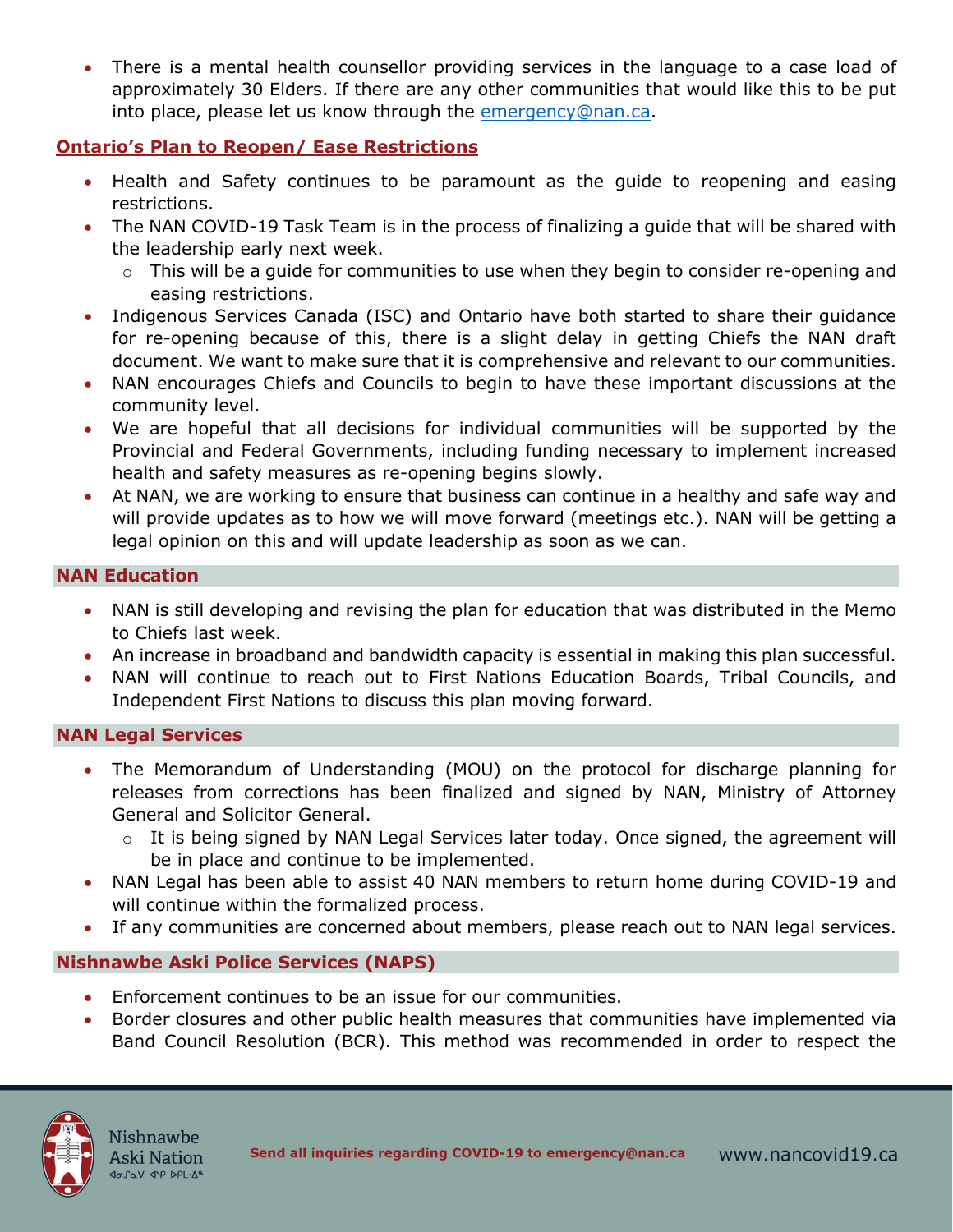- There is a mental health counsellor providing services in the language to a case load of approximately 30 Elders. If there are any other communities that would like this to be put into place, please let us know through the emergency@nan.ca.

## Ontario's Plan to Reopen/ Ease Restrictions

- Health and Safety continues to be paramount as the guide to reopening and easing restrictions.
- The NAN COVID-19 Task Team is in the process of finalizing a guide that will be shared with the leadership early next week.
  - This will be a guide for communities to use when they begin to consider re-opening and easing restrictions.
- Indigenous Services Canada (ISC) and Ontario have both started to share their guidance for re-opening because of this, there is a slight delay in getting Chiefs the NAN draft document. We want to make sure that it is comprehensive and relevant to our communities.
- NAN encourages Chiefs and Councils to begin to have these important discussions at the community level.
- We are hopeful that all decisions for individual communities will be supported by the Provincial and Federal Governments, including funding necessary to implement increased health and safety measures as re-opening begins slowly.
- At NAN, we are working to ensure that business can continue in a healthy and safe way and will provide updates as to how we will move forward (meetings etc.). NAN will be getting a legal opinion on this and will update leadership as soon as we can.

## NAN Education

- NAN is still developing and revising the plan for education that was distributed in the Memo to Chiefs last week.
- An increase in broadband and bandwidth capacity is essential in making this plan successful.
- NAN will continue to reach out to First Nations Education Boards, Tribal Councils, and Independent First Nations to discuss this plan moving forward.

## NAN Legal Services

- The Memorandum of Understanding (MOU) on the protocol for discharge planning for releases from corrections has been finalized and signed by NAN, Ministry of Attorney General and Solicitor General.
  - It is being signed by NAN Legal Services later today. Once signed, the agreement will be in place and continue to be implemented.
- NAN Legal has been able to assist 40 NAN members to return home during COVID-19 and will continue within the formalized process.
- If any communities are concerned about members, please reach out to NAN legal services.

## Nishnawbe Aski Police Services (NAPS)

- Enforcement continues to be an issue for our communities.
- Border closures and other public health measures that communities have implemented via Band Council Resolution (BCR). This method was recommended in order to respect the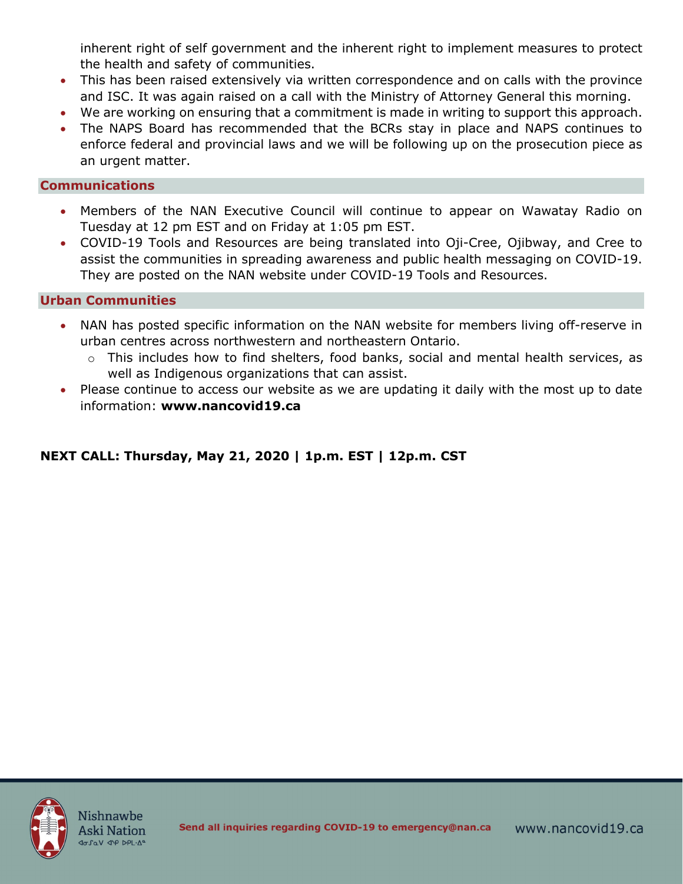inherent right of self government and the inherent right to implement measures to protect the health and safety of communities.

- This has been raised extensively via written correspondence and on calls with the province and ISC. It was again raised on a call with the Ministry of Attorney General this morning.
- We are working on ensuring that a commitment is made in writing to support this approach.
- The NAPS Board has recommended that the BCRs stay in place and NAPS continues to enforce federal and provincial laws and we will be following up on the prosecution piece as an urgent matter.

## Communications

- Members of the NAN Executive Council will continue to appear on Wawatay Radio on Tuesday at 12 pm EST and on Friday at 1:05 pm EST.
- COVID-19 Tools and Resources are being translated into Oji-Cree, Ojibway, and Cree to assist the communities in spreading awareness and public health messaging on COVID-19. They are posted on the NAN website under COVID-19 Tools and Resources.

## Urban Communities

- NAN has posted specific information on the NAN website for members living off-reserve in urban centres across northwestern and northeastern Ontario.
  - This includes how to find shelters, food banks, social and mental health services, as well as Indigenous organizations that can assist.
- Please continue to access our website as we are updating it daily with the most up to date information: **www.nancovid19.ca**

**NEXT CALL: Thursday, May 21, 2020 | 1p.m. EST | 12p.m. CST**

Nishnawbe Aski Nation

**Send all inquiries regarding COVID-19 to emergency@nan.ca**

www.nancovid19.ca